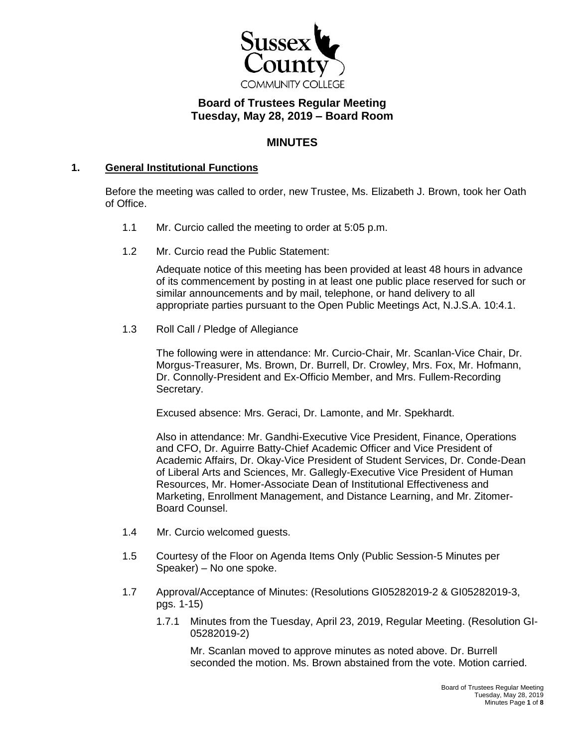Sussex County

COMMUNITY COLLEGE

# Board of Trustees Regular Meeting
# Tuesday, May 28, 2019 – Board Room

## MINUTES

### 1. General Institutional Functions

Before the meeting was called to order, new Trustee, Ms. Elizabeth J. Brown, took her Oath of Office.

1.1 Mr. Curcio called the meeting to order at 5:05 p.m.

1.2 Mr. Curcio read the Public Statement:

Adequate notice of this meeting has been provided at least 48 hours in advance of its commencement by posting in at least one public place reserved for such or similar announcements and by mail, telephone, or hand delivery to all appropriate parties pursuant to the Open Public Meetings Act, N.J.S.A. 10:4.1.

1.3 Roll Call / Pledge of Allegiance

The following were in attendance: Mr. Curcio-Chair, Mr. Scanlan-Vice Chair, Dr. Morgus-Treasurer, Ms. Brown, Dr. Burrell, Dr. Crowley, Mrs. Fox, Mr. Hofmann, Dr. Connolly-President and Ex-Officio Member, and Mrs. Fullem-Recording Secretary.

Excused absence: Mrs. Geraci, Dr. Lamonte, and Mr. Spekhardt.

Also in attendance: Mr. Gandhi-Executive Vice President, Finance, Operations and CFO, Dr. Aguirre Batty-Chief Academic Officer and Vice President of Academic Affairs, Dr. Okay-Vice President of Student Services, Dr. Conde-Dean of Liberal Arts and Sciences, Mr. Gallegly-Executive Vice President of Human Resources, Mr. Homer-Associate Dean of Institutional Effectiveness and Marketing, Enrollment Management, and Distance Learning, and Mr. Zitomer-Board Counsel.

1.4 Mr. Curcio welcomed guests.

1.5 Courtesy of the Floor on Agenda Items Only (Public Session-5 Minutes per Speaker) – No one spoke.

1.7 Approval/Acceptance of Minutes: (Resolutions GI05282019-2 & GI05282019-3, pgs. 1-15)

1.7.1 Minutes from the Tuesday, April 23, 2019, Regular Meeting. (Resolution GI-05282019-2)

Mr. Scanlan moved to approve minutes as noted above. Dr. Burrell seconded the motion. Ms. Brown abstained from the vote. Motion carried.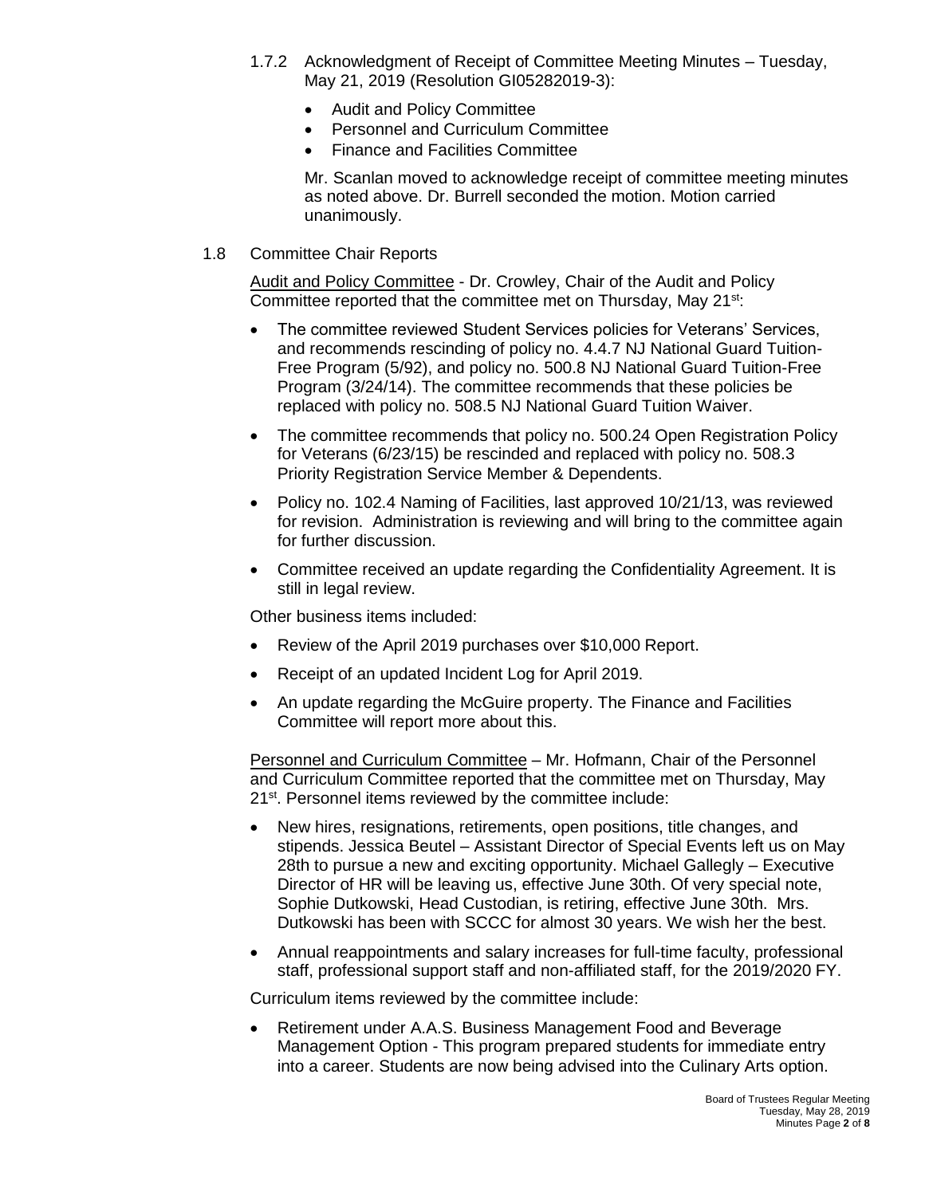1.7.2 Acknowledgment of Receipt of Committee Meeting Minutes – Tuesday, May 21, 2019 (Resolution GI05282019-3):

- Audit and Policy Committee
- Personnel and Curriculum Committee
- Finance and Facilities Committee

Mr. Scanlan moved to acknowledge receipt of committee meeting minutes as noted above. Dr. Burrell seconded the motion. Motion carried unanimously.

1.8 Committee Chair Reports

Audit and Policy Committee - Dr. Crowley, Chair of the Audit and Policy Committee reported that the committee met on Thursday, May 21st:

- The committee reviewed Student Services policies for Veterans' Services, and recommends rescinding of policy no. 4.4.7 NJ National Guard Tuition-Free Program (5/92), and policy no. 500.8 NJ National Guard Tuition-Free Program (3/24/14). The committee recommends that these policies be replaced with policy no. 508.5 NJ National Guard Tuition Waiver.
- The committee recommends that policy no. 500.24 Open Registration Policy for Veterans (6/23/15) be rescinded and replaced with policy no. 508.3 Priority Registration Service Member & Dependents.
- Policy no. 102.4 Naming of Facilities, last approved 10/21/13, was reviewed for revision. Administration is reviewing and will bring to the committee again for further discussion.
- Committee received an update regarding the Confidentiality Agreement. It is still in legal review.

Other business items included:

- Review of the April 2019 purchases over $10,000 Report.
- Receipt of an updated Incident Log for April 2019.
- An update regarding the McGuire property. The Finance and Facilities Committee will report more about this.

Personnel and Curriculum Committee – Mr. Hofmann, Chair of the Personnel and Curriculum Committee reported that the committee met on Thursday, May 21st. Personnel items reviewed by the committee include:

- New hires, resignations, retirements, open positions, title changes, and stipends. Jessica Beutel – Assistant Director of Special Events left us on May 28th to pursue a new and exciting opportunity. Michael Gallegly – Executive Director of HR will be leaving us, effective June 30th. Of very special note, Sophie Dutkowski, Head Custodian, is retiring, effective June 30th. Mrs. Dutkowski has been with SCCC for almost 30 years. We wish her the best.
- Annual reappointments and salary increases for full-time faculty, professional staff, professional support staff and non-affiliated staff, for the 2019/2020 FY.

Curriculum items reviewed by the committee include:

- Retirement under A.A.S. Business Management Food and Beverage Management Option - This program prepared students for immediate entry into a career. Students are now being advised into the Culinary Arts option.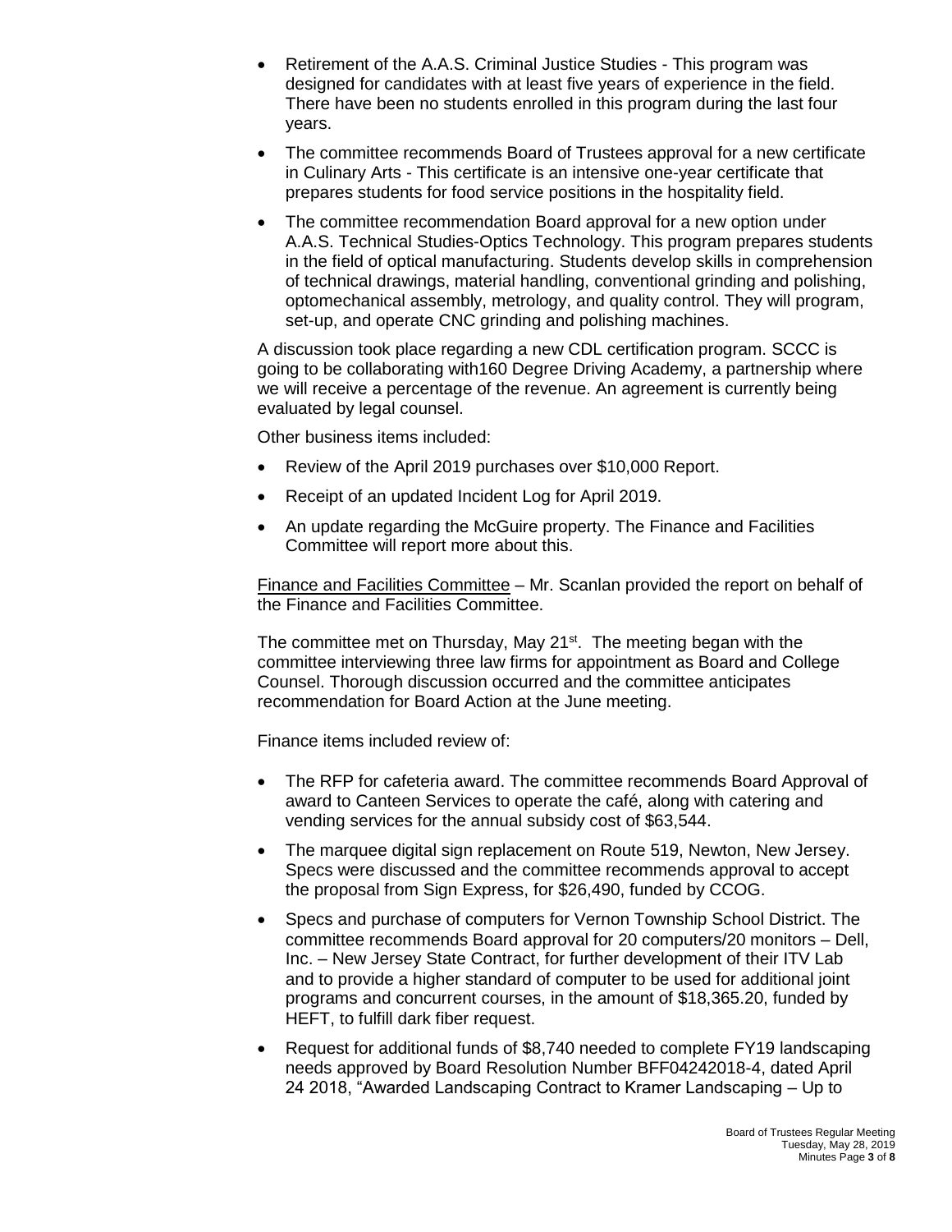- Retirement of the A.A.S. Criminal Justice Studies - This program was designed for candidates with at least five years of experience in the field. There have been no students enrolled in this program during the last four years.
- The committee recommends Board of Trustees approval for a new certificate in Culinary Arts - This certificate is an intensive one-year certificate that prepares students for food service positions in the hospitality field.
- The committee recommendation Board approval for a new option under A.A.S. Technical Studies-Optics Technology. This program prepares students in the field of optical manufacturing. Students develop skills in comprehension of technical drawings, material handling, conventional grinding and polishing, optomechanical assembly, metrology, and quality control. They will program, set-up, and operate CNC grinding and polishing machines.

A discussion took place regarding a new CDL certification program. SCCC is going to be collaborating with160 Degree Driving Academy, a partnership where we will receive a percentage of the revenue. An agreement is currently being evaluated by legal counsel.

Other business items included:

- Review of the April 2019 purchases over $10,000 Report.
- Receipt of an updated Incident Log for April 2019.
- An update regarding the McGuire property. The Finance and Facilities Committee will report more about this.

<u>Finance and Facilities Committee</u> – Mr. Scanlan provided the report on behalf of the Finance and Facilities Committee.

The committee met on Thursday, May 21st. The meeting began with the committee interviewing three law firms for appointment as Board and College Counsel. Thorough discussion occurred and the committee anticipates recommendation for Board Action at the June meeting.

Finance items included review of:

- The RFP for cafeteria award. The committee recommends Board Approval of award to Canteen Services to operate the café, along with catering and vending services for the annual subsidy cost of $63,544.
- The marquee digital sign replacement on Route 519, Newton, New Jersey. Specs were discussed and the committee recommends approval to accept the proposal from Sign Express, for $26,490, funded by CCOG.
- Specs and purchase of computers for Vernon Township School District. The committee recommends Board approval for 20 computers/20 monitors – Dell, Inc. – New Jersey State Contract, for further development of their ITV Lab and to provide a higher standard of computer to be used for additional joint programs and concurrent courses, in the amount of $18,365.20, funded by HEFT, to fulfill dark fiber request.
- Request for additional funds of $8,740 needed to complete FY19 landscaping needs approved by Board Resolution Number BFF04242018-4, dated April 24 2018, "Awarded Landscaping Contract to Kramer Landscaping – Up to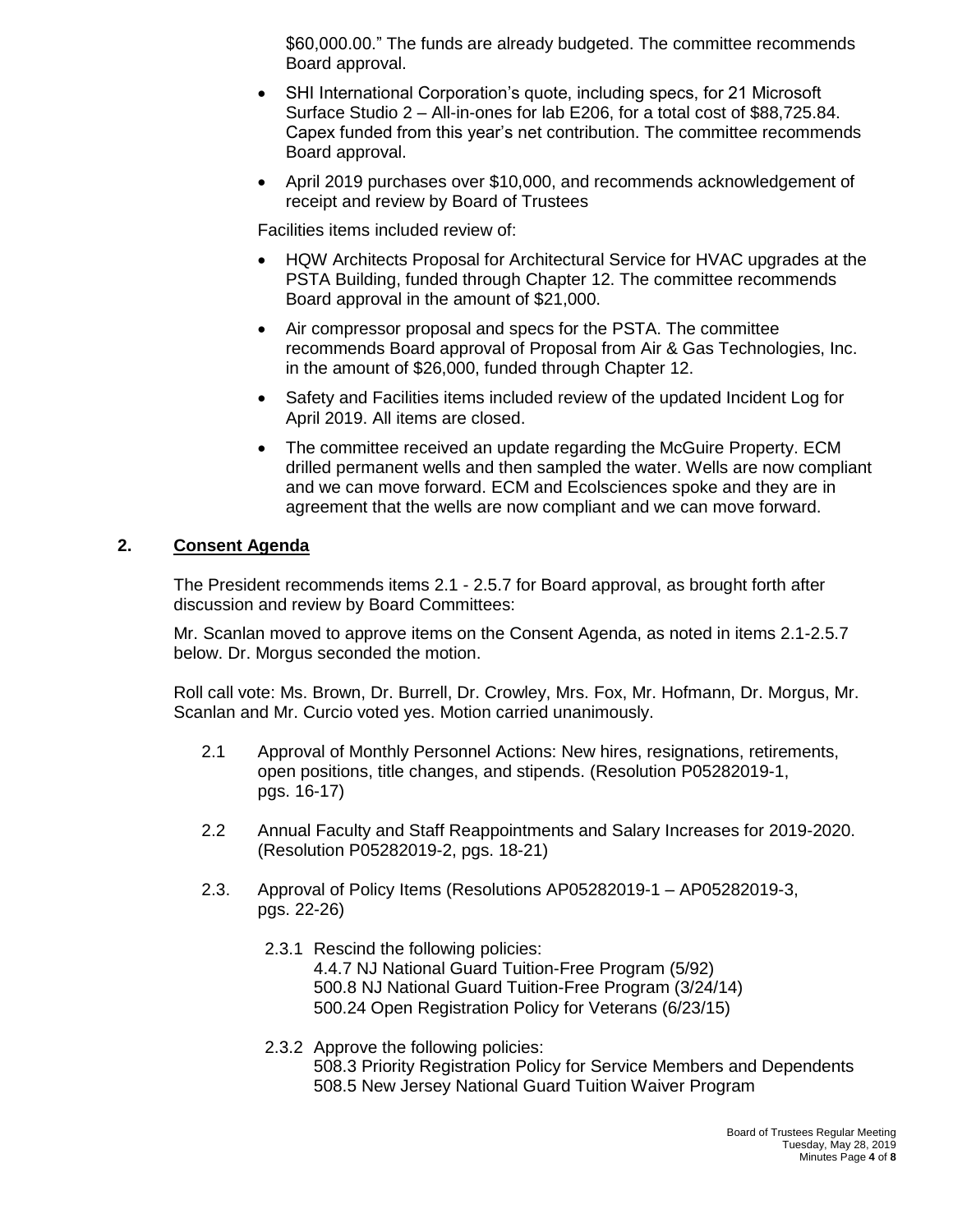$60,000.00." The funds are already budgeted. The committee recommends Board approval.

- SHI International Corporation's quote, including specs, for 21 Microsoft Surface Studio 2 – All-in-ones for lab E206, for a total cost of $88,725.84. Capex funded from this year's net contribution. The committee recommends Board approval.
- April 2019 purchases over $10,000, and recommends acknowledgement of receipt and review by Board of Trustees

Facilities items included review of:

- HQW Architects Proposal for Architectural Service for HVAC upgrades at the PSTA Building, funded through Chapter 12. The committee recommends Board approval in the amount of $21,000.
- Air compressor proposal and specs for the PSTA. The committee recommends Board approval of Proposal from Air & Gas Technologies, Inc. in the amount of $26,000, funded through Chapter 12.
- Safety and Facilities items included review of the updated Incident Log for April 2019. All items are closed.
- The committee received an update regarding the McGuire Property. ECM drilled permanent wells and then sampled the water. Wells are now compliant and we can move forward. ECM and Ecolsciences spoke and they are in agreement that the wells are now compliant and we can move forward.

## 2. Consent Agenda

The President recommends items 2.1 - 2.5.7 for Board approval, as brought forth after discussion and review by Board Committees:

Mr. Scanlan moved to approve items on the Consent Agenda, as noted in items 2.1-2.5.7 below. Dr. Morgus seconded the motion.

Roll call vote: Ms. Brown, Dr. Burrell, Dr. Crowley, Mrs. Fox, Mr. Hofmann, Dr. Morgus, Mr. Scanlan and Mr. Curcio voted yes. Motion carried unanimously.

2.1 Approval of Monthly Personnel Actions: New hires, resignations, retirements, open positions, title changes, and stipends. (Resolution P05282019-1, pgs. 16-17)

2.2 Annual Faculty and Staff Reappointments and Salary Increases for 2019-2020. (Resolution P05282019-2, pgs. 18-21)

2.3. Approval of Policy Items (Resolutions AP05282019-1 – AP05282019-3, pgs. 22-26)

2.3.1 Rescind the following policies:
4.4.7 NJ National Guard Tuition-Free Program (5/92)
500.8 NJ National Guard Tuition-Free Program (3/24/14)
500.24 Open Registration Policy for Veterans (6/23/15)

2.3.2 Approve the following policies:
508.3 Priority Registration Policy for Service Members and Dependents
508.5 New Jersey National Guard Tuition Waiver Program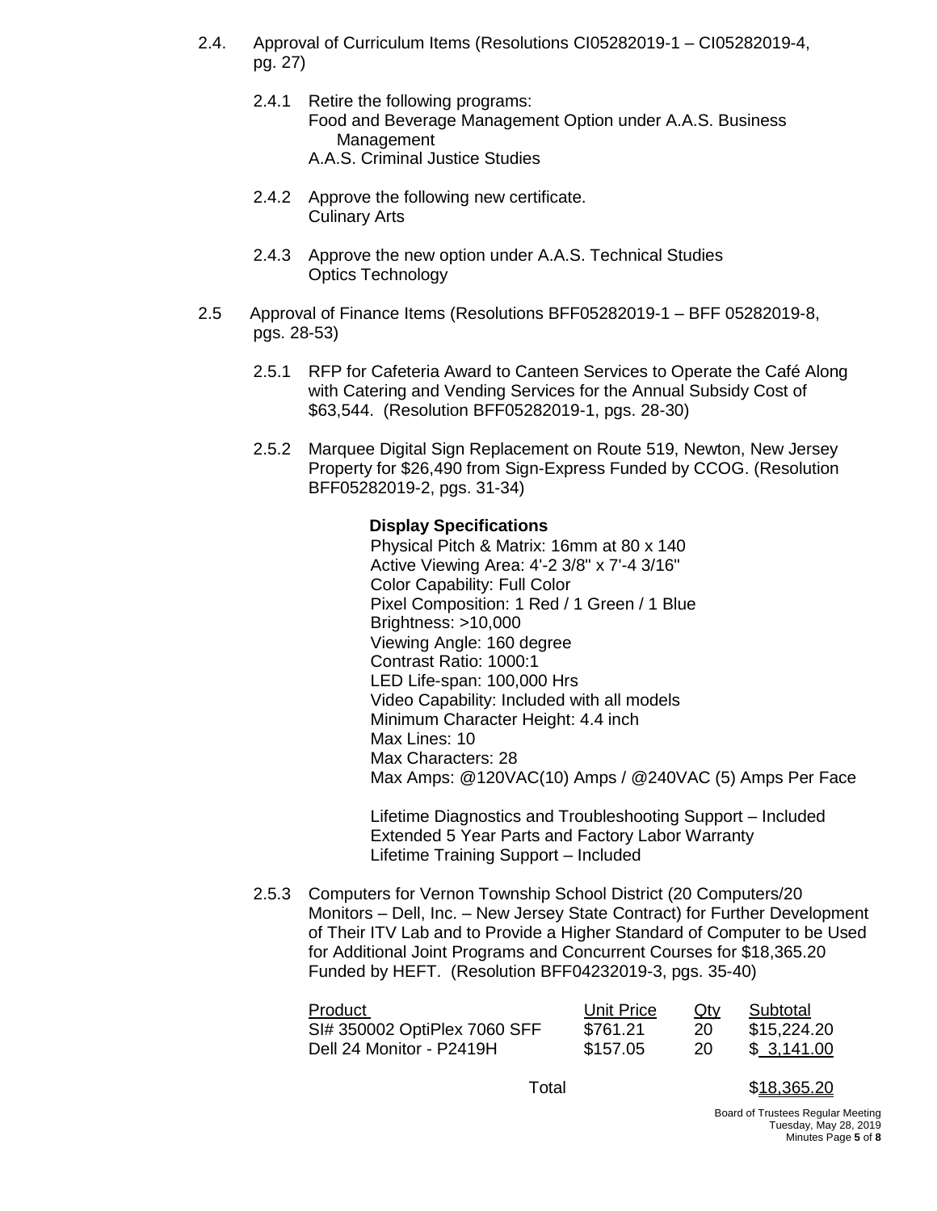2.4. Approval of Curriculum Items (Resolutions CI05282019-1 – CI05282019-4, pg. 27)

2.4.1 Retire the following programs:
Food and Beverage Management Option under A.A.S. Business Management
A.A.S. Criminal Justice Studies

2.4.2 Approve the following new certificate.
Culinary Arts

2.4.3 Approve the new option under A.A.S. Technical Studies
Optics Technology

2.5 Approval of Finance Items (Resolutions BFF05282019-1 – BFF 05282019-8, pgs. 28-53)

2.5.1 RFP for Cafeteria Award to Canteen Services to Operate the Café Along with Catering and Vending Services for the Annual Subsidy Cost of $63,544. (Resolution BFF05282019-1, pgs. 28-30)

2.5.2 Marquee Digital Sign Replacement on Route 519, Newton, New Jersey Property for $26,490 from Sign-Express Funded by CCOG. (Resolution BFF05282019-2, pgs. 31-34)

**Display Specifications**
Physical Pitch & Matrix: 16mm at 80 x 140
Active Viewing Area: 4'-2 3/8" x 7'-4 3/16"
Color Capability: Full Color
Pixel Composition: 1 Red / 1 Green / 1 Blue
Brightness: >10,000
Viewing Angle: 160 degree
Contrast Ratio: 1000:1
LED Life-span: 100,000 Hrs
Video Capability: Included with all models
Minimum Character Height: 4.4 inch
Max Lines: 10
Max Characters: 28
Max Amps: @120VAC(10) Amps / @240VAC (5) Amps Per Face

Lifetime Diagnostics and Troubleshooting Support – Included
Extended 5 Year Parts and Factory Labor Warranty
Lifetime Training Support – Included

2.5.3 Computers for Vernon Township School District (20 Computers/20 Monitors – Dell, Inc. – New Jersey State Contract) for Further Development of Their ITV Lab and to Provide a Higher Standard of Computer to be Used for Additional Joint Programs and Concurrent Courses for $18,365.20 Funded by HEFT. (Resolution BFF04232019-3, pgs. 35-40)

| Product | Unit Price | Qty | Subtotal |
|---|---|---|---|
| SI# 350002 OptiPlex 7060 SFF | $761.21 | 20 | $15,224.20 |
| Dell 24 Monitor - P2419H | $157.05 | 20 | $ 3,141.00 |
| Total | | | $18,365.20 |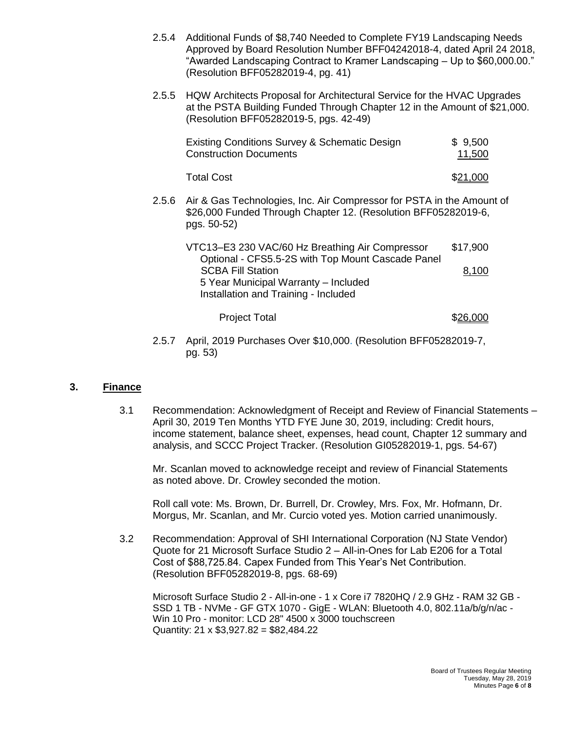2.5.4 Additional Funds of $8,740 Needed to Complete FY19 Landscaping Needs Approved by Board Resolution Number BFF04242018-4, dated April 24 2018, "Awarded Landscaping Contract to Kramer Landscaping – Up to $60,000.00." (Resolution BFF05282019-4, pg. 41)

2.5.5 HQW Architects Proposal for Architectural Service for the HVAC Upgrades at the PSTA Building Funded Through Chapter 12 in the Amount of $21,000. (Resolution BFF05282019-5, pgs. 42-49)

| | |
|---|---|
| Existing Conditions Survey & Schematic Design | $ 9,500 |
| Construction Documents | 11,500 |
| Total Cost | $21,000 |

2.5.6 Air & Gas Technologies, Inc. Air Compressor for PSTA in the Amount of $26,000 Funded Through Chapter 12. (Resolution BFF05282019-6, pgs. 50-52)

| | |
|---|---|
| VTC13–E3 230 VAC/60 Hz Breathing Air Compressor | $17,900 |
| Optional - CFS5.5-2S with Top Mount Cascade Panel SCBA Fill Station | 8,100 |
| 5 Year Municipal Warranty – Included | |
| Installation and Training - Included | |
| Project Total | $26,000 |

2.5.7 April, 2019 Purchases Over $10,000. (Resolution BFF05282019-7, pg. 53)

## 3. Finance

3.1 Recommendation: Acknowledgment of Receipt and Review of Financial Statements – April 30, 2019 Ten Months YTD FYE June 30, 2019, including: Credit hours, income statement, balance sheet, expenses, head count, Chapter 12 summary and analysis, and SCCC Project Tracker. (Resolution GI05282019-1, pgs. 54-67)

Mr. Scanlan moved to acknowledge receipt and review of Financial Statements as noted above. Dr. Crowley seconded the motion.

Roll call vote: Ms. Brown, Dr. Burrell, Dr. Crowley, Mrs. Fox, Mr. Hofmann, Dr. Morgus, Mr. Scanlan, and Mr. Curcio voted yes. Motion carried unanimously.

3.2 Recommendation: Approval of SHI International Corporation (NJ State Vendor) Quote for 21 Microsoft Surface Studio 2 – All-in-Ones for Lab E206 for a Total Cost of $88,725.84. Capex Funded from This Year's Net Contribution. (Resolution BFF05282019-8, pgs. 68-69)

Microsoft Surface Studio 2 - All-in-one - 1 x Core i7 7820HQ / 2.9 GHz - RAM 32 GB - SSD 1 TB - NVMe - GF GTX 1070 - GigE - WLAN: Bluetooth 4.0, 802.11a/b/g/n/ac - Win 10 Pro - monitor: LCD 28" 4500 x 3000 touchscreen
Quantity: 21 x $3,927.82 = $82,484.22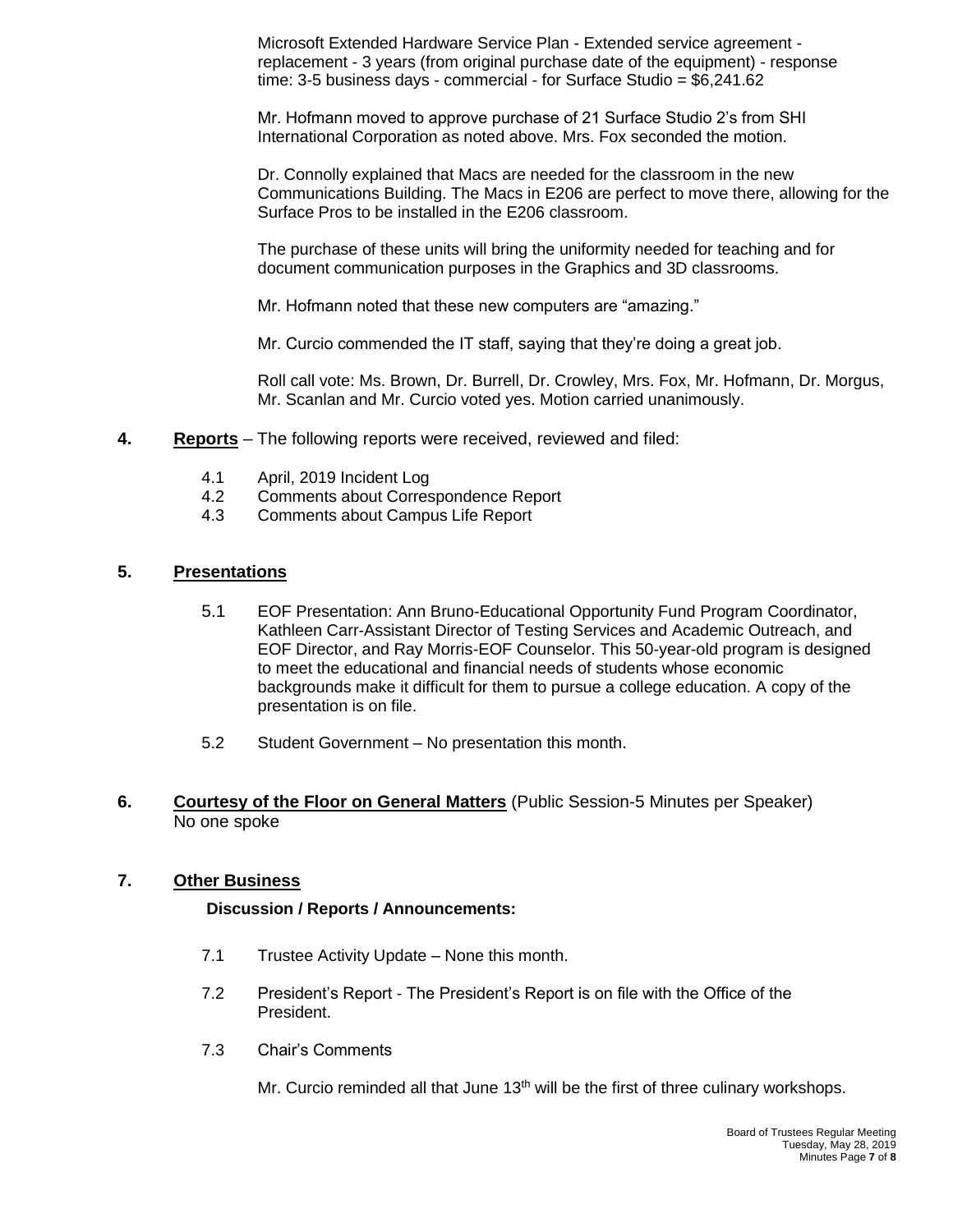Microsoft Extended Hardware Service Plan - Extended service agreement - replacement - 3 years (from original purchase date of the equipment) - response time: 3-5 business days - commercial - for Surface Studio = $6,241.62

Mr. Hofmann moved to approve purchase of 21 Surface Studio 2's from SHI International Corporation as noted above. Mrs. Fox seconded the motion.

Dr. Connolly explained that Macs are needed for the classroom in the new Communications Building. The Macs in E206 are perfect to move there, allowing for the Surface Pros to be installed in the E206 classroom.

The purchase of these units will bring the uniformity needed for teaching and for document communication purposes in the Graphics and 3D classrooms.

Mr. Hofmann noted that these new computers are "amazing."

Mr. Curcio commended the IT staff, saying that they're doing a great job.

Roll call vote: Ms. Brown, Dr. Burrell, Dr. Crowley, Mrs. Fox, Mr. Hofmann, Dr. Morgus, Mr. Scanlan and Mr. Curcio voted yes. Motion carried unanimously.

**4.** **Reports** – The following reports were received, reviewed and filed:

- 4.1 April, 2019 Incident Log
- 4.2 Comments about Correspondence Report
- 4.3 Comments about Campus Life Report

## 5. Presentations

5.1 EOF Presentation: Ann Bruno-Educational Opportunity Fund Program Coordinator, Kathleen Carr-Assistant Director of Testing Services and Academic Outreach, and EOF Director, and Ray Morris-EOF Counselor. This 50-year-old program is designed to meet the educational and financial needs of students whose economic backgrounds make it difficult for them to pursue a college education. A copy of the presentation is on file.

5.2 Student Government – No presentation this month.

## 6. Courtesy of the Floor on General Matters (Public Session-5 Minutes per Speaker)

No one spoke

## 7. Other Business

**Discussion / Reports / Announcements:**

7.1 Trustee Activity Update – None this month.

7.2 President's Report - The President's Report is on file with the Office of the President.

7.3 Chair's Comments

Mr. Curcio reminded all that June 13th will be the first of three culinary workshops.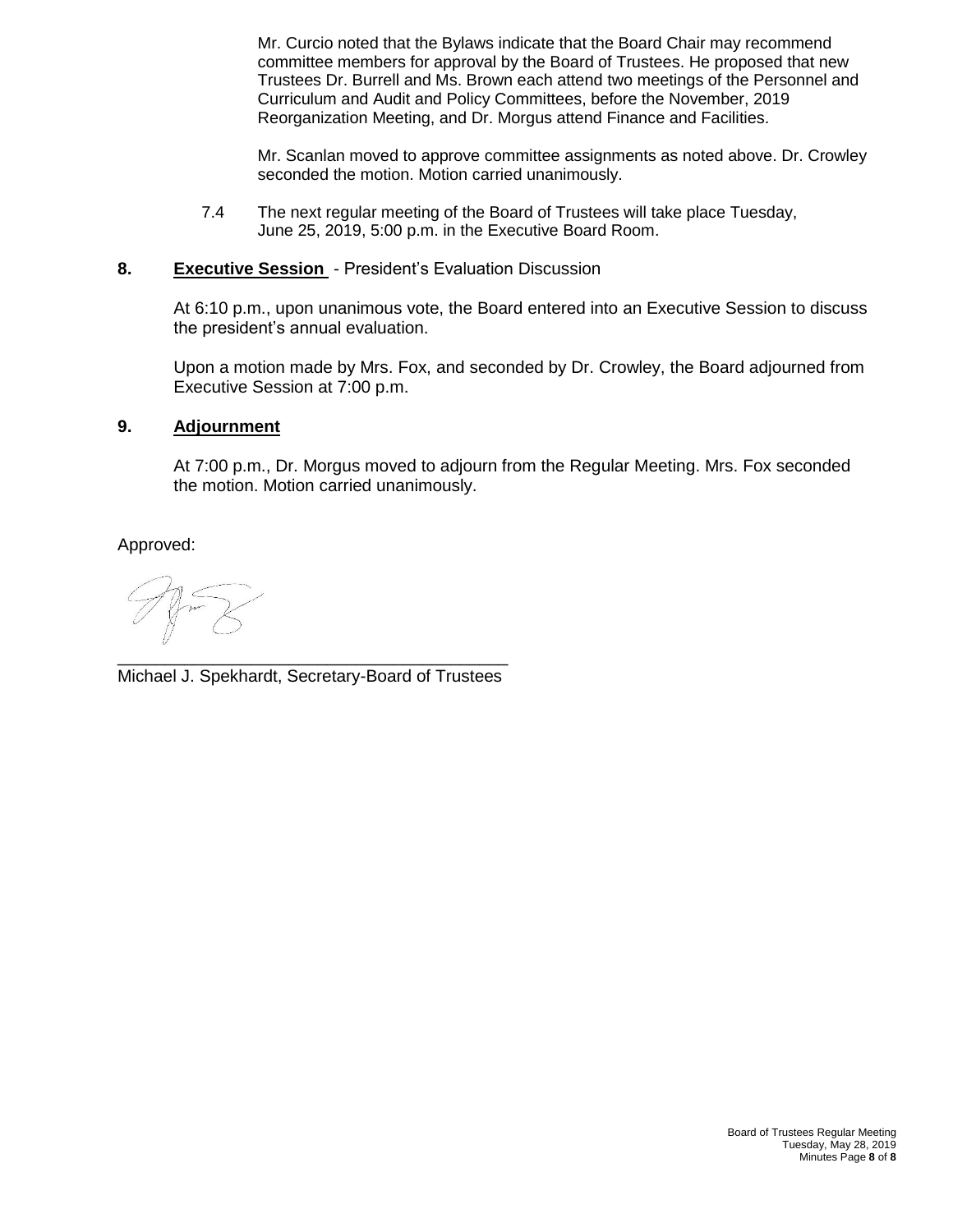Mr. Curcio noted that the Bylaws indicate that the Board Chair may recommend committee members for approval by the Board of Trustees. He proposed that new Trustees Dr. Burrell and Ms. Brown each attend two meetings of the Personnel and Curriculum and Audit and Policy Committees, before the November, 2019 Reorganization Meeting, and Dr. Morgus attend Finance and Facilities.

Mr. Scanlan moved to approve committee assignments as noted above. Dr. Crowley seconded the motion. Motion carried unanimously.

7.4 The next regular meeting of the Board of Trustees will take place Tuesday, June 25, 2019, 5:00 p.m. in the Executive Board Room.

## 8. Executive Session - President's Evaluation Discussion

At 6:10 p.m., upon unanimous vote, the Board entered into an Executive Session to discuss the president's annual evaluation.

Upon a motion made by Mrs. Fox, and seconded by Dr. Crowley, the Board adjourned from Executive Session at 7:00 p.m.

## 9. Adjournment

At 7:00 p.m., Dr. Morgus moved to adjourn from the Regular Meeting. Mrs. Fox seconded the motion. Motion carried unanimously.

Approved:

_________________________________________

Michael J. Spekhardt, Secretary-Board of Trustees